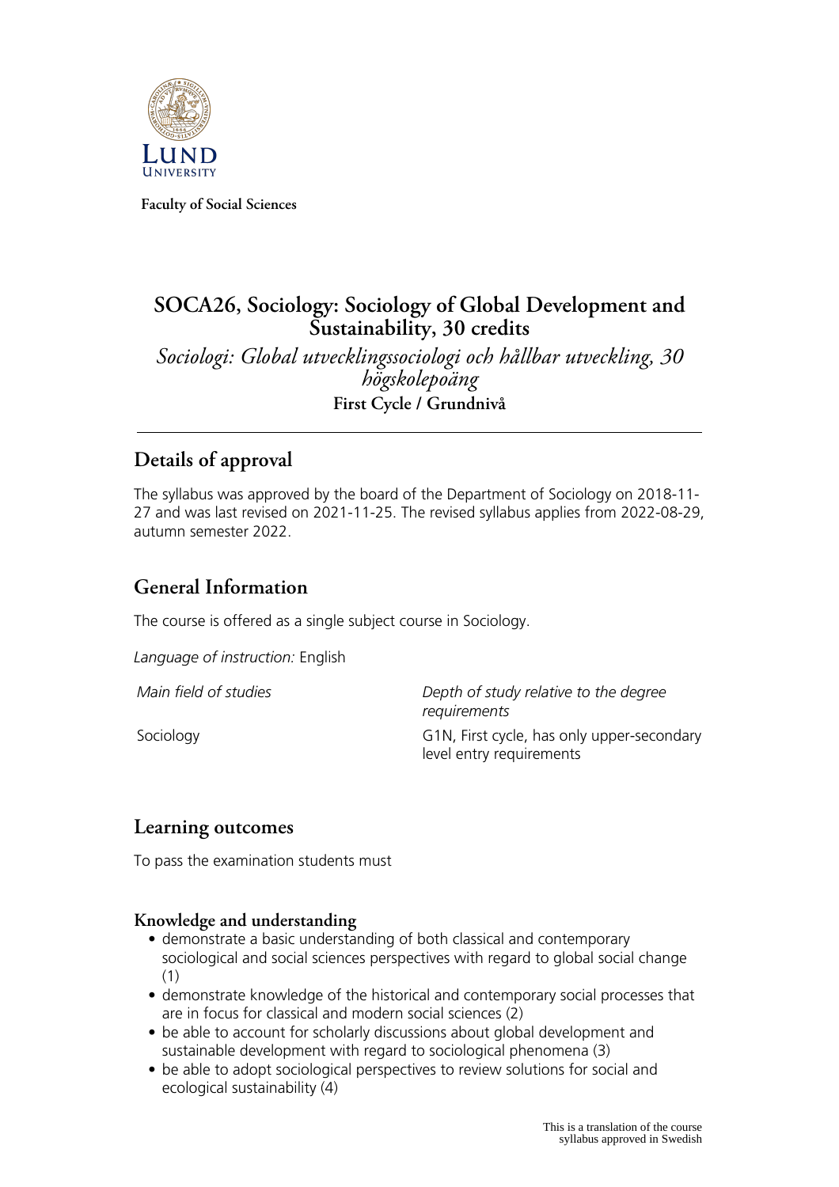Faculty of Social Sciences

# SOCA26, Sociology: Sociology of Global Development and Sustainability, 30 credits

*Sociologi: Global utvecklingssociologi och hållbar utveckling, 30 högskolepoäng*

**First Cycle / Grundnivå**

---

## Details of approval

The syllabus was approved by the board of the Department of Sociology on 2018-11-27 and was last revised on 2021-11-25. The revised syllabus applies from 2022-08-29, autumn semester 2022.

## General Information

The course is offered as a single subject course in Sociology.

*Language of instruction:* English

| *Main field of studies* | *Depth of study relative to the degree requirements* |
|---|---|
| Sociology | G1N, First cycle, has only upper-secondary level entry requirements |

## Learning outcomes

To pass the examination students must

### Knowledge and understanding

- demonstrate a basic understanding of both classical and contemporary sociological and social sciences perspectives with regard to global social change (1)
- demonstrate knowledge of the historical and contemporary social processes that are in focus for classical and modern social sciences (2)
- be able to account for scholarly discussions about global development and sustainable development with regard to sociological phenomena (3)
- be able to adopt sociological perspectives to review solutions for social and ecological sustainability (4)

This is a translation of the course syllabus approved in Swedish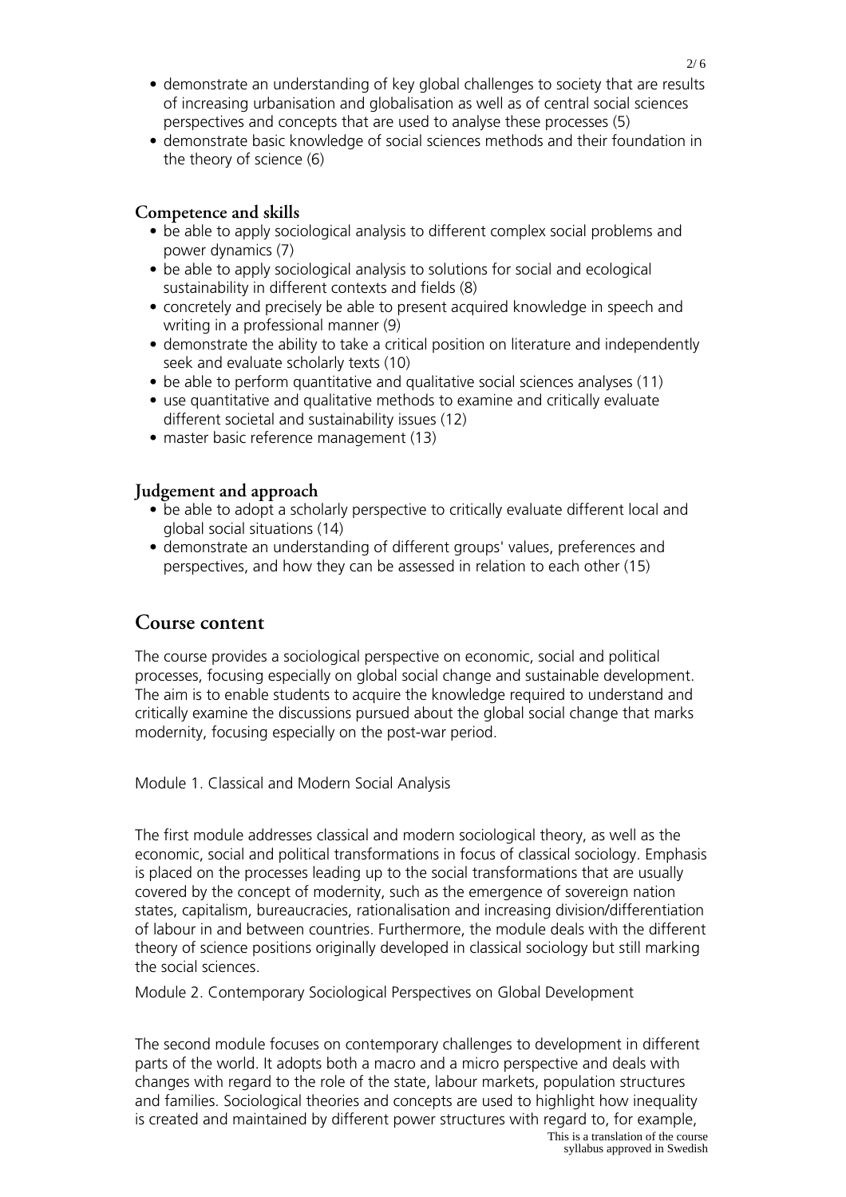- demonstrate an understanding of key global challenges to society that are results of increasing urbanisation and globalisation as well as of central social sciences perspectives and concepts that are used to analyse these processes (5)
- demonstrate basic knowledge of social sciences methods and their foundation in the theory of science (6)

### Competence and skills

- be able to apply sociological analysis to different complex social problems and power dynamics (7)
- be able to apply sociological analysis to solutions for social and ecological sustainability in different contexts and fields (8)
- concretely and precisely be able to present acquired knowledge in speech and writing in a professional manner (9)
- demonstrate the ability to take a critical position on literature and independently seek and evaluate scholarly texts (10)
- be able to perform quantitative and qualitative social sciences analyses (11)
- use quantitative and qualitative methods to examine and critically evaluate different societal and sustainability issues (12)
- master basic reference management (13)

### Judgement and approach

- be able to adopt a scholarly perspective to critically evaluate different local and global social situations (14)
- demonstrate an understanding of different groups' values, preferences and perspectives, and how they can be assessed in relation to each other (15)

## Course content

The course provides a sociological perspective on economic, social and political processes, focusing especially on global social change and sustainable development. The aim is to enable students to acquire the knowledge required to understand and critically examine the discussions pursued about the global social change that marks modernity, focusing especially on the post-war period.

Module 1. Classical and Modern Social Analysis

The first module addresses classical and modern sociological theory, as well as the economic, social and political transformations in focus of classical sociology. Emphasis is placed on the processes leading up to the social transformations that are usually covered by the concept of modernity, such as the emergence of sovereign nation states, capitalism, bureaucracies, rationalisation and increasing division/differentiation of labour in and between countries. Furthermore, the module deals with the different theory of science positions originally developed in classical sociology but still marking the social sciences.

Module 2. Contemporary Sociological Perspectives on Global Development

The second module focuses on contemporary challenges to development in different parts of the world. It adopts both a macro and a micro perspective and deals with changes with regard to the role of the state, labour markets, population structures and families. Sociological theories and concepts are used to highlight how inequality is created and maintained by different power structures with regard to, for example,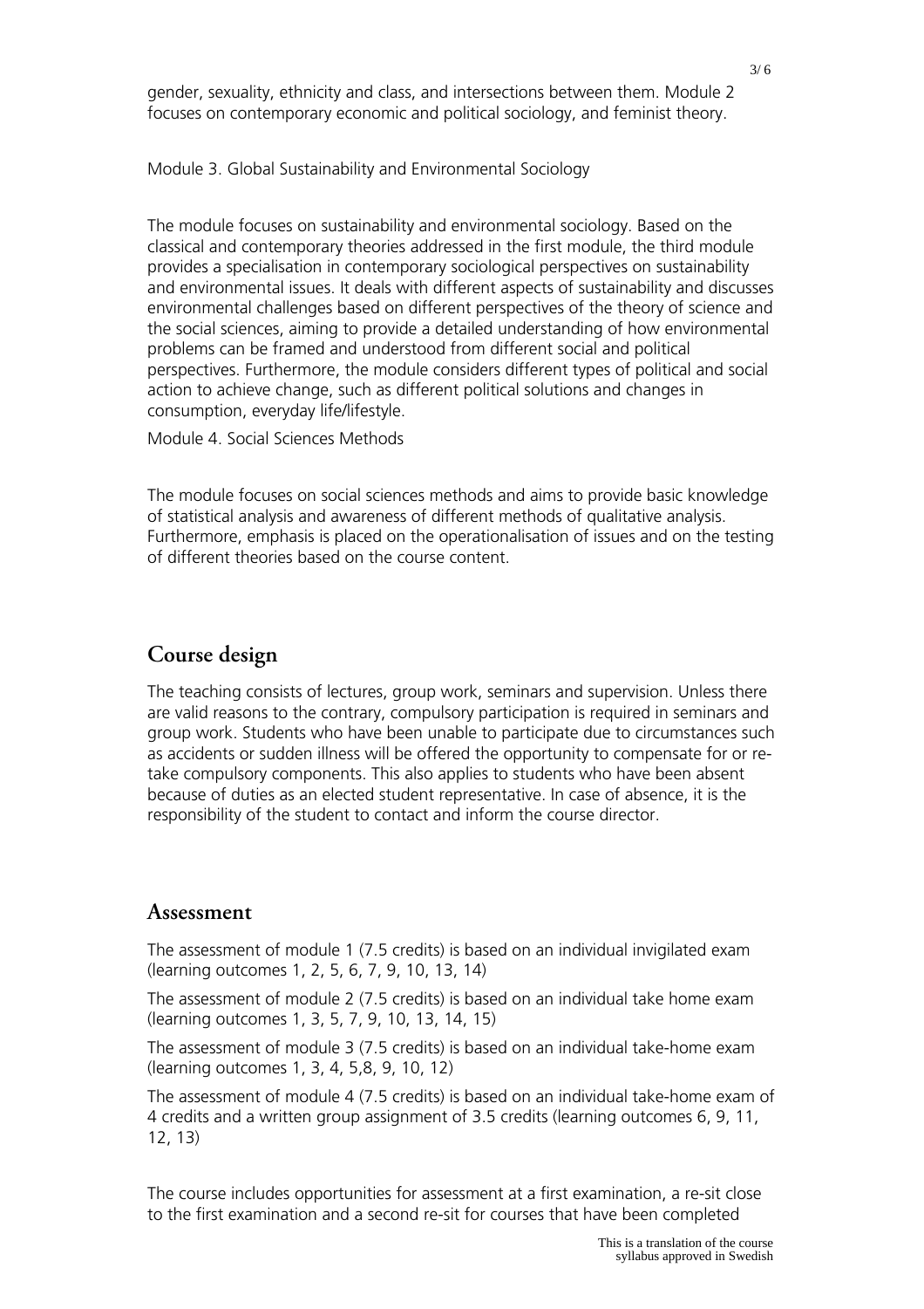gender, sexuality, ethnicity and class, and intersections between them. Module 2 focuses on contemporary economic and political sociology, and feminist theory.

Module 3. Global Sustainability and Environmental Sociology

The module focuses on sustainability and environmental sociology. Based on the classical and contemporary theories addressed in the first module, the third module provides a specialisation in contemporary sociological perspectives on sustainability and environmental issues. It deals with different aspects of sustainability and discusses environmental challenges based on different perspectives of the theory of science and the social sciences, aiming to provide a detailed understanding of how environmental problems can be framed and understood from different social and political perspectives. Furthermore, the module considers different types of political and social action to achieve change, such as different political solutions and changes in consumption, everyday life/lifestyle.

Module 4. Social Sciences Methods

The module focuses on social sciences methods and aims to provide basic knowledge of statistical analysis and awareness of different methods of qualitative analysis. Furthermore, emphasis is placed on the operationalisation of issues and on the testing of different theories based on the course content.

## Course design

The teaching consists of lectures, group work, seminars and supervision. Unless there are valid reasons to the contrary, compulsory participation is required in seminars and group work. Students who have been unable to participate due to circumstances such as accidents or sudden illness will be offered the opportunity to compensate for or re-take compulsory components. This also applies to students who have been absent because of duties as an elected student representative. In case of absence, it is the responsibility of the student to contact and inform the course director.

## Assessment

The assessment of module 1 (7.5 credits) is based on an individual invigilated exam (learning outcomes 1, 2, 5, 6, 7, 9, 10, 13, 14)

The assessment of module 2 (7.5 credits) is based on an individual take home exam (learning outcomes 1, 3, 5, 7, 9, 10, 13, 14, 15)

The assessment of module 3 (7.5 credits) is based on an individual take-home exam (learning outcomes 1, 3, 4, 5,8, 9, 10, 12)

The assessment of module 4 (7.5 credits) is based on an individual take-home exam of 4 credits and a written group assignment of 3.5 credits (learning outcomes 6, 9, 11, 12, 13)

The course includes opportunities for assessment at a first examination, a re-sit close to the first examination and a second re-sit for courses that have been completed

This is a translation of the course syllabus approved in Swedish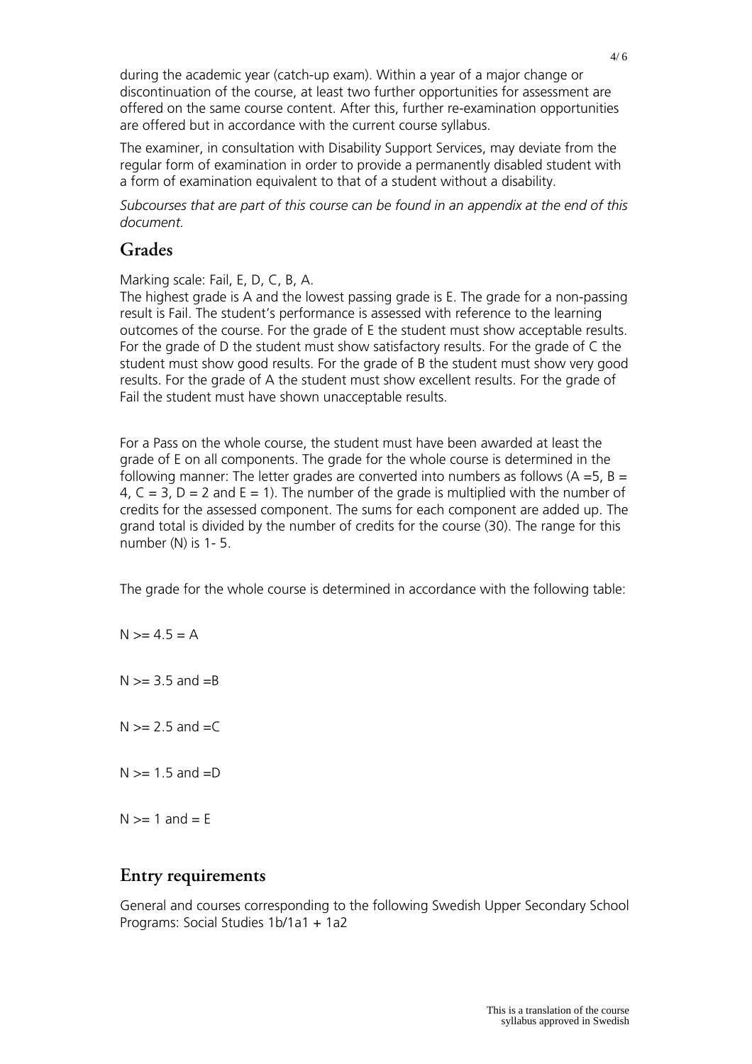during the academic year (catch-up exam). Within a year of a major change or discontinuation of the course, at least two further opportunities for assessment are offered on the same course content. After this, further re-examination opportunities are offered but in accordance with the current course syllabus.

The examiner, in consultation with Disability Support Services, may deviate from the regular form of examination in order to provide a permanently disabled student with a form of examination equivalent to that of a student without a disability.

*Subcourses that are part of this course can be found in an appendix at the end of this document.*

## Grades

Marking scale: Fail, E, D, C, B, A.
The highest grade is A and the lowest passing grade is E. The grade for a non-passing result is Fail. The student's performance is assessed with reference to the learning outcomes of the course. For the grade of E the student must show acceptable results. For the grade of D the student must show satisfactory results. For the grade of C the student must show good results. For the grade of B the student must show very good results. For the grade of A the student must show excellent results. For the grade of Fail the student must have shown unacceptable results.

For a Pass on the whole course, the student must have been awarded at least the grade of E on all components. The grade for the whole course is determined in the following manner: The letter grades are converted into numbers as follows (A =5, B = 4, C = 3, D = 2 and E = 1). The number of the grade is multiplied with the number of credits for the assessed component. The sums for each component are added up. The grand total is divided by the number of credits for the course (30). The range for this number (N) is 1- 5.

The grade for the whole course is determined in accordance with the following table:

N >= 4.5 = A

N >= 3.5 and =B

N >= 2.5 and =C

N >= 1.5 and =D

N >= 1 and = E

## Entry requirements

General and courses corresponding to the following Swedish Upper Secondary School Programs: Social Studies 1b/1a1 + 1a2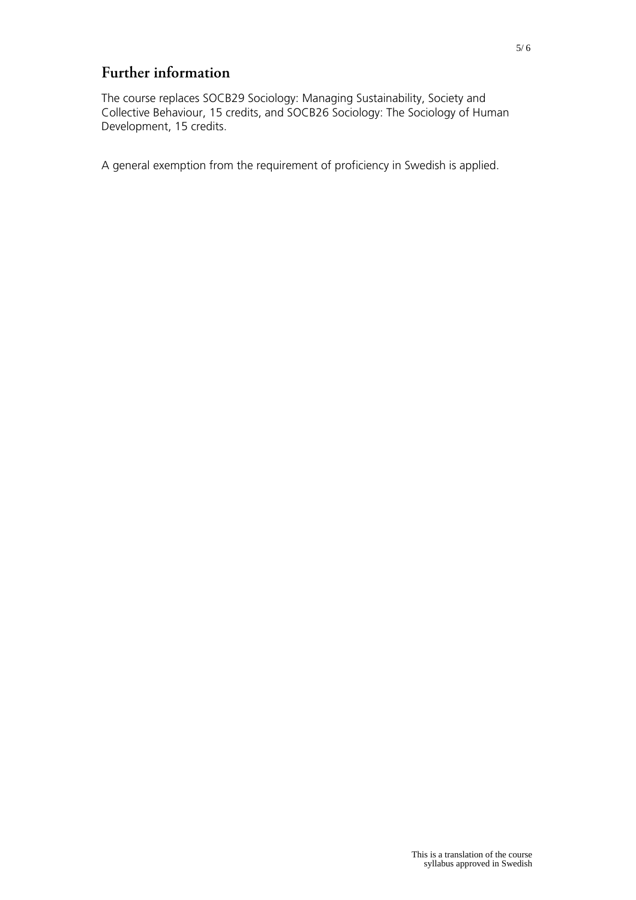## Further information

The course replaces SOCB29 Sociology: Managing Sustainability, Society and Collective Behaviour, 15 credits, and SOCB26 Sociology: The Sociology of Human Development, 15 credits.

A general exemption from the requirement of proficiency in Swedish is applied.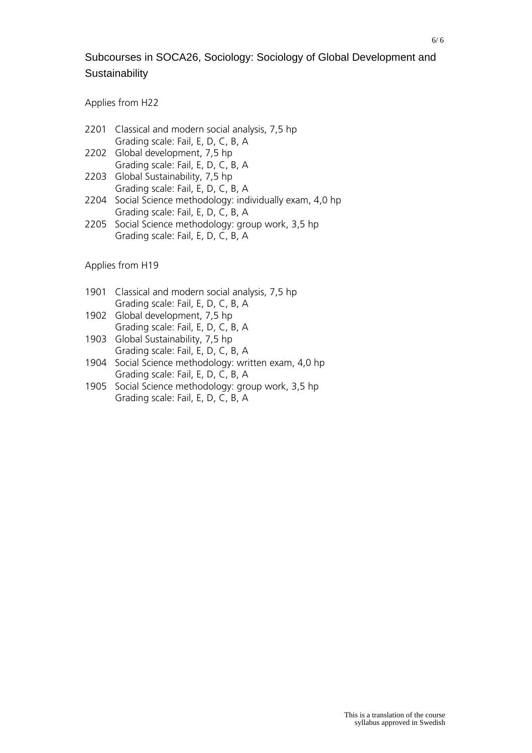## Subcourses in SOCA26, Sociology: Sociology of Global Development and Sustainability

Applies from H22

2201 Classical and modern social analysis, 7,5 hp
Grading scale: Fail, E, D, C, B, A
2202 Global development, 7,5 hp
Grading scale: Fail, E, D, C, B, A
2203 Global Sustainability, 7,5 hp
Grading scale: Fail, E, D, C, B, A
2204 Social Science methodology: individually exam, 4,0 hp
Grading scale: Fail, E, D, C, B, A
2205 Social Science methodology: group work, 3,5 hp
Grading scale: Fail, E, D, C, B, A

Applies from H19

1901 Classical and modern social analysis, 7,5 hp
Grading scale: Fail, E, D, C, B, A
1902 Global development, 7,5 hp
Grading scale: Fail, E, D, C, B, A
1903 Global Sustainability, 7,5 hp
Grading scale: Fail, E, D, C, B, A
1904 Social Science methodology: written exam, 4,0 hp
Grading scale: Fail, E, D, C, B, A
1905 Social Science methodology: group work, 3,5 hp
Grading scale: Fail, E, D, C, B, A

This is a translation of the course syllabus approved in Swedish